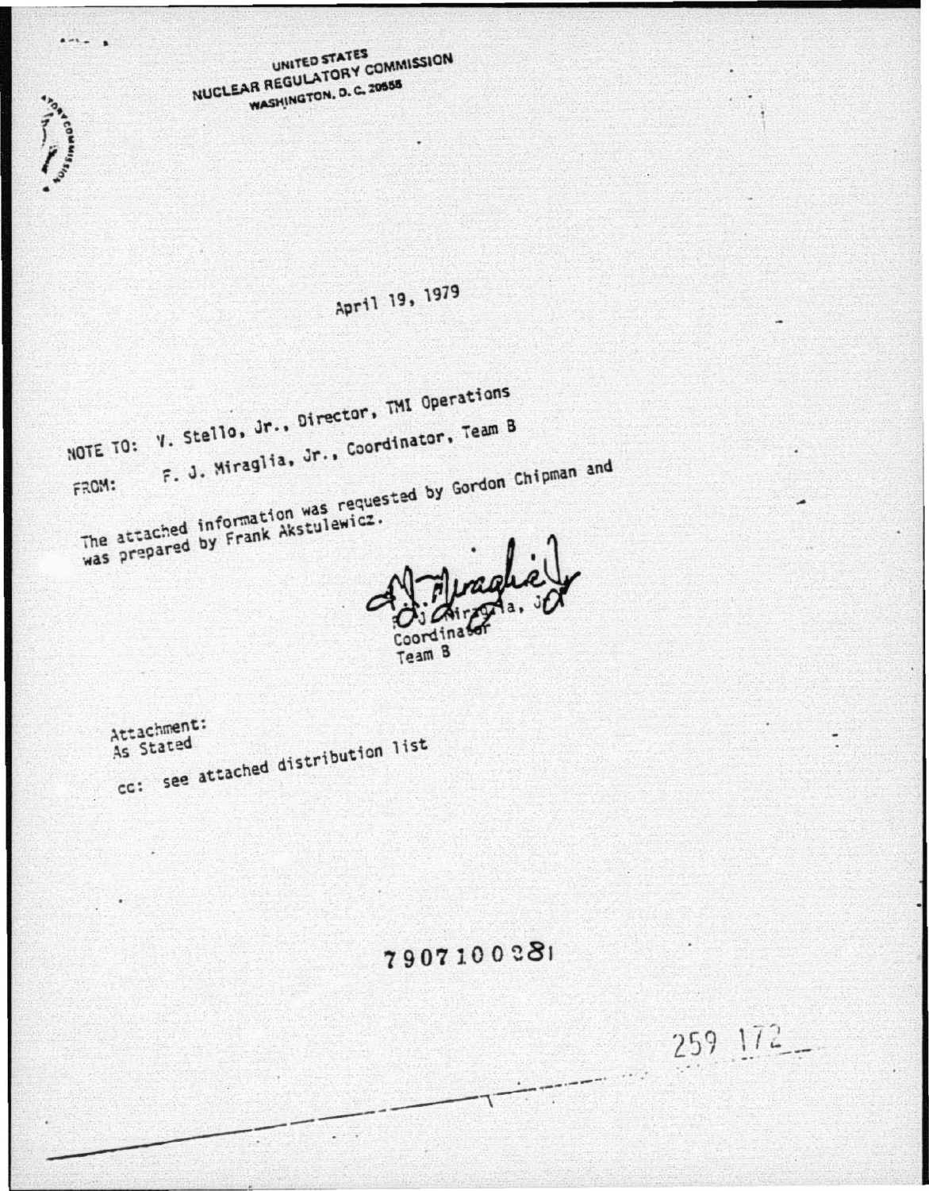UNITED STATES
NUCLEAR REGULATORY COMMISSION
WASHINGTON, D. C. 20555

April 19, 1979

NOTE TO: V. Stello, Jr., Director, TMI Operations

FROM: F. J. Miraglia, Jr., Coordinator, Team B

The attached information was requested by Gordon Chipman and was prepared by Frank Akstulewicz.

F. J. Miraglia, Jr.
Coordinator
Team B

Attachment:
As Stated

cc: see attached distribution list

7907100081

259 172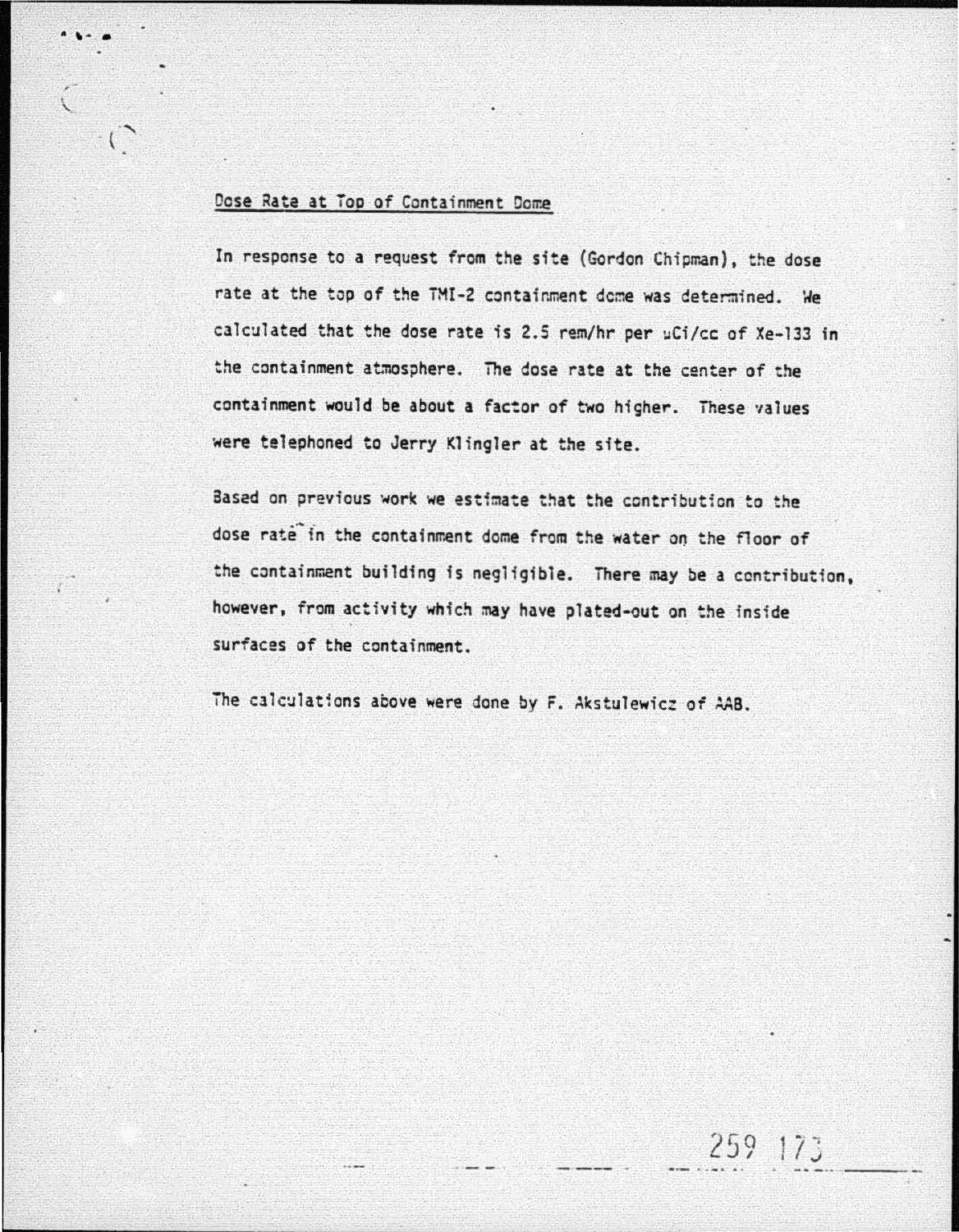## Dose Rate at Top of Containment Dome

In response to a request from the site (Gordon Chipman), the dose rate at the top of the TMI-2 containment dome was determined. We calculated that the dose rate is 2.5 rem/hr per uCi/cc of Xe-133 in the containment atmosphere. The dose rate at the center of the containment would be about a factor of two higher. These values were telephoned to Jerry Klingler at the site.

Based on previous work we estimate that the contribution to the dose rate in the containment dome from the water on the floor of the containment building is negligible. There may be a contribution, however, from activity which may have plated-out on the inside surfaces of the containment.

The calculations above were done by F. Akstulewicz of AAB.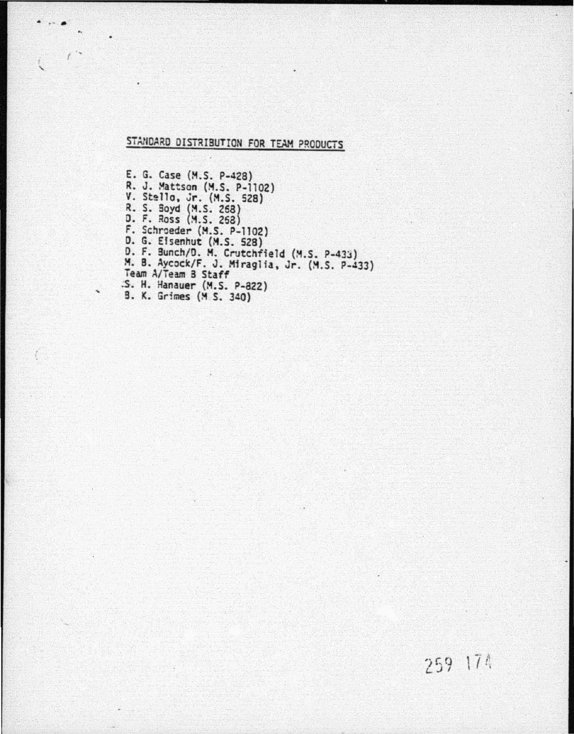## STANDARD DISTRIBUTION FOR TEAM PRODUCTS

E. G. Case (M.S. P-428)
R. J. Mattson (M.S. P-1102)
V. Stello, Jr. (M.S. 528)
R. S. Boyd (M.S. 268)
D. F. Ross (M.S. 268)
F. Schroeder (M.S. P-1102)
D. G. Eisenhut (M.S. 528)
D. F. Bunch/D. M. Crutchfield (M.S. P-433)
M. B. Aycock/F. J. Miraglia, Jr. (M.S. P-433)
Team A/Team B Staff
S. H. Hanauer (M.S. P-822)
B. K. Grimes (M.S. 340)

259 174